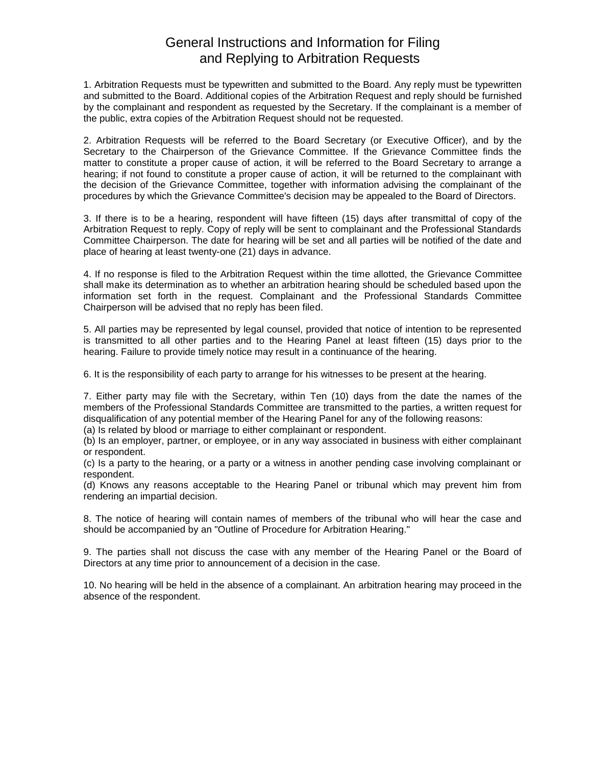# General Instructions and Information for Filing and Replying to Arbitration Requests

1. Arbitration Requests must be typewritten and submitted to the Board. Any reply must be typewritten and submitted to the Board. Additional copies of the Arbitration Request and reply should be furnished by the complainant and respondent as requested by the Secretary. If the complainant is a member of the public, extra copies of the Arbitration Request should not be requested.

2. Arbitration Requests will be referred to the Board Secretary (or Executive Officer), and by the Secretary to the Chairperson of the Grievance Committee. If the Grievance Committee finds the matter to constitute a proper cause of action, it will be referred to the Board Secretary to arrange a hearing; if not found to constitute a proper cause of action, it will be returned to the complainant with the decision of the Grievance Committee, together with information advising the complainant of the procedures by which the Grievance Committee's decision may be appealed to the Board of Directors.

3. If there is to be a hearing, respondent will have fifteen (15) days after transmittal of copy of the Arbitration Request to reply. Copy of reply will be sent to complainant and the Professional Standards Committee Chairperson. The date for hearing will be set and all parties will be notified of the date and place of hearing at least twenty-one (21) days in advance.

4. If no response is filed to the Arbitration Request within the time allotted, the Grievance Committee shall make its determination as to whether an arbitration hearing should be scheduled based upon the information set forth in the request. Complainant and the Professional Standards Committee Chairperson will be advised that no reply has been filed.

5. All parties may be represented by legal counsel, provided that notice of intention to be represented is transmitted to all other parties and to the Hearing Panel at least fifteen (15) days prior to the hearing. Failure to provide timely notice may result in a continuance of the hearing.

6. It is the responsibility of each party to arrange for his witnesses to be present at the hearing.

7. Either party may file with the Secretary, within Ten (10) days from the date the names of the members of the Professional Standards Committee are transmitted to the parties, a written request for disqualification of any potential member of the Hearing Panel for any of the following reasons:
(a) Is related by blood or marriage to either complainant or respondent.
(b) Is an employer, partner, or employee, or in any way associated in business with either complainant or respondent.
(c) Is a party to the hearing, or a party or a witness in another pending case involving complainant or respondent.
(d) Knows any reasons acceptable to the Hearing Panel or tribunal which may prevent him from rendering an impartial decision.

8. The notice of hearing will contain names of members of the tribunal who will hear the case and should be accompanied by an "Outline of Procedure for Arbitration Hearing."

9. The parties shall not discuss the case with any member of the Hearing Panel or the Board of Directors at any time prior to announcement of a decision in the case.

10. No hearing will be held in the absence of a complainant. An arbitration hearing may proceed in the absence of the respondent.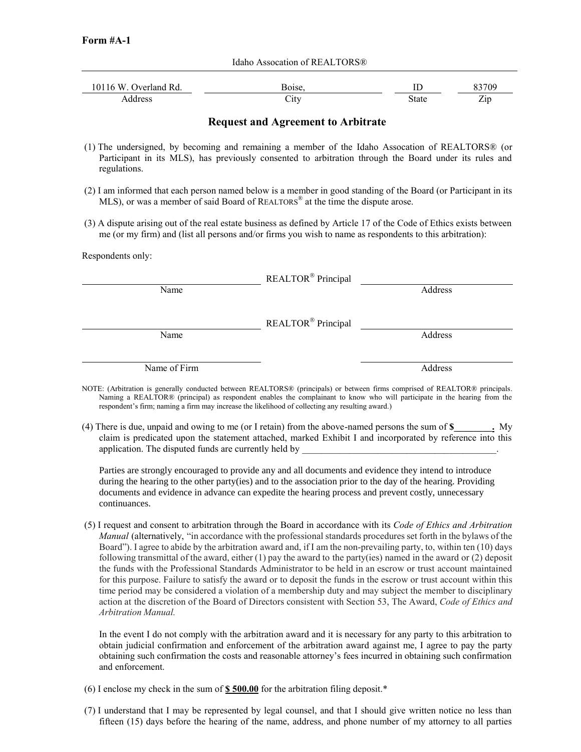**Form #A-1**

Idaho Assocation of REALTORS®

| 10116 W. Overland Rd. | Boise, | ID | 83709 |
|---|---|---|---|
| Address | City | State | Zip |

## Request and Agreement to Arbitrate

(1) The undersigned, by becoming and remaining a member of the Idaho Assocation of REALTORS® (or Participant in its MLS), has previously consented to arbitration through the Board under its rules and regulations.

(2) I am informed that each person named below is a member in good standing of the Board (or Participant in its MLS), or was a member of said Board of REALTORS® at the time the dispute arose.

(3) A dispute arising out of the real estate business as defined by Article 17 of the Code of Ethics exists between me (or my firm) and (list all persons and/or firms you wish to name as respondents to this arbitration):

Respondents only:

______________________ REALTOR® Principal ______________________
Name Address

______________________ REALTOR® Principal ______________________
Name Address

______________________ ______________________
Name of Firm Address

NOTE: (Arbitration is generally conducted between REALTORS® (principals) or between firms comprised of REALTOR® principals. Naming a REALTOR® (principal) as respondent enables the complainant to know who will participate in the hearing from the respondent's firm; naming a firm may increase the likelihood of collecting any resulting award.)

(4) There is due, unpaid and owing to me (or I retain) from the above-named persons the sum of **$________.** My claim is predicated upon the statement attached, marked Exhibit I and incorporated by reference into this application. The disputed funds are currently held by ________________________________________.

Parties are strongly encouraged to provide any and all documents and evidence they intend to introduce during the hearing to the other party(ies) and to the association prior to the day of the hearing. Providing documents and evidence in advance can expedite the hearing process and prevent costly, unnecessary continuances.

(5) I request and consent to arbitration through the Board in accordance with its *Code of Ethics and Arbitration Manual* (alternatively, "in accordance with the professional standards procedures set forth in the bylaws of the Board"). I agree to abide by the arbitration award and, if I am the non-prevailing party, to, within ten (10) days following transmittal of the award, either (1) pay the award to the party(ies) named in the award or (2) deposit the funds with the Professional Standards Administrator to be held in an escrow or trust account maintained for this purpose. Failure to satisfy the award or to deposit the funds in the escrow or trust account within this time period may be considered a violation of a membership duty and may subject the member to disciplinary action at the discretion of the Board of Directors consistent with Section 53, The Award, *Code of Ethics and Arbitration Manual.*

In the event I do not comply with the arbitration award and it is necessary for any party to this arbitration to obtain judicial confirmation and enforcement of the arbitration award against me, I agree to pay the party obtaining such confirmation the costs and reasonable attorney's fees incurred in obtaining such confirmation and enforcement.

(6) I enclose my check in the sum of **$ 500.00** for the arbitration filing deposit.*

(7) I understand that I may be represented by legal counsel, and that I should give written notice no less than fifteen (15) days before the hearing of the name, address, and phone number of my attorney to all parties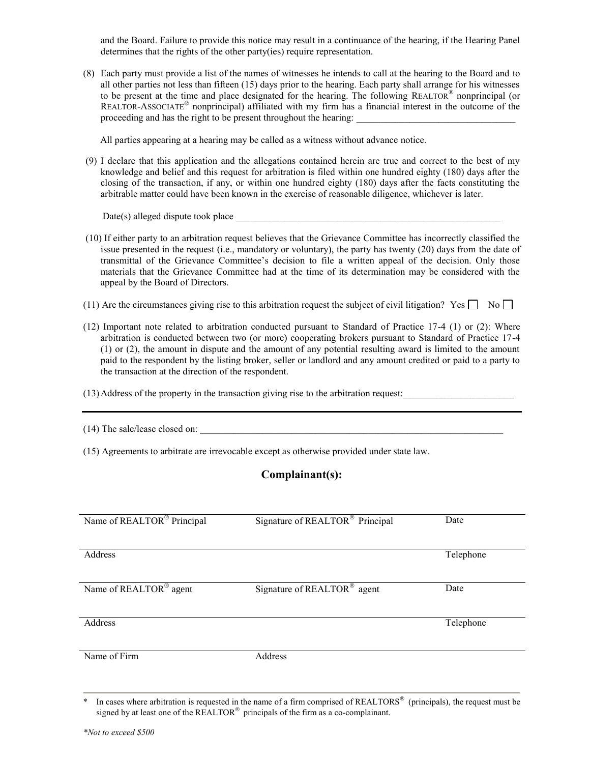and the Board. Failure to provide this notice may result in a continuance of the hearing, if the Hearing Panel determines that the rights of the other party(ies) require representation.

(8) Each party must provide a list of the names of witnesses he intends to call at the hearing to the Board and to all other parties not less than fifteen (15) days prior to the hearing. Each party shall arrange for his witnesses to be present at the time and place designated for the hearing. The following REALTOR® nonprincipal (or REALTOR-ASSOCIATE® nonprincipal) affiliated with my firm has a financial interest in the outcome of the proceeding and has the right to be present throughout the hearing: ___________________________________

All parties appearing at a hearing may be called as a witness without advance notice.

(9) I declare that this application and the allegations contained herein are true and correct to the best of my knowledge and belief and this request for arbitration is filed within one hundred eighty (180) days after the closing of the transaction, if any, or within one hundred eighty (180) days after the facts constituting the arbitrable matter could have been known in the exercise of reasonable diligence, whichever is later.

Date(s) alleged dispute took place ___________________________________________________________

(10) If either party to an arbitration request believes that the Grievance Committee has incorrectly classified the issue presented in the request (i.e., mandatory or voluntary), the party has twenty (20) days from the date of transmittal of the Grievance Committee's decision to file a written appeal of the decision. Only those materials that the Grievance Committee had at the time of its determination may be considered with the appeal by the Board of Directors.

(11) Are the circumstances giving rise to this arbitration request the subject of civil litigation? Yes ☐ No ☐

(12) Important note related to arbitration conducted pursuant to Standard of Practice 17-4 (1) or (2): Where arbitration is conducted between two (or more) cooperating brokers pursuant to Standard of Practice 17-4 (1) or (2), the amount in dispute and the amount of any potential resulting award is limited to the amount paid to the respondent by the listing broker, seller or landlord and any amount credited or paid to a party to the transaction at the direction of the respondent.

(13) Address of the property in the transaction giving rise to the arbitration request:________________________

---

(14) The sale/lease closed on: ____________________________________________________________________

(15) Agreements to arbitrate are irrevocable except as otherwise provided under state law.

## Complainant(s):

| | | |
|---|---|---|
| Name of REALTOR® Principal | Signature of REALTOR® Principal | Date |
| Address | | Telephone |
| Name of REALTOR® agent | Signature of REALTOR® agent | Date |
| Address | | Telephone |
| Name of Firm | Address | |

\* In cases where arbitration is requested in the name of a firm comprised of REALTORS® (principals), the request must be signed by at least one of the REALTOR® principals of the firm as a co-complainant.

*\*Not to exceed $500*